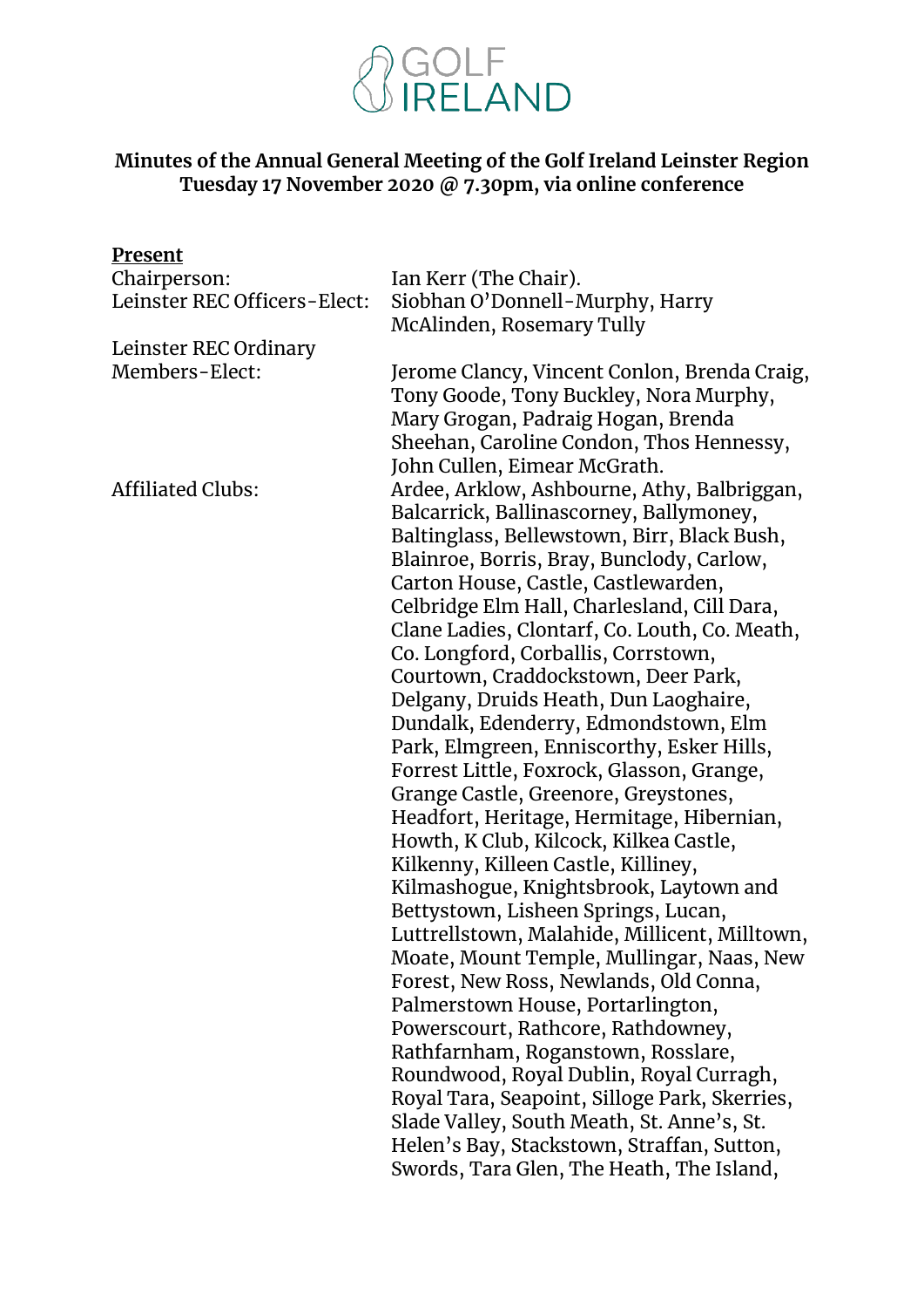GOLF IRELAND

**Minutes of the Annual General Meeting of the Golf Ireland Leinster Region Tuesday 17 November 2020 @ 7.30pm, via online conference**

**Present**

| | |
|---|---|
| Chairperson: | Ian Kerr (The Chair). |
| Leinster REC Officers-Elect: | Siobhan O'Donnell-Murphy, Harry McAlinden, Rosemary Tully |
| Leinster REC Ordinary Members-Elect: | Jerome Clancy, Vincent Conlon, Brenda Craig, Tony Goode, Tony Buckley, Nora Murphy, Mary Grogan, Padraig Hogan, Brenda Sheehan, Caroline Condon, Thos Hennessy, John Cullen, Eimear McGrath. |
| Affiliated Clubs: | Ardee, Arklow, Ashbourne, Athy, Balbriggan, Balcarrick, Ballinascorney, Ballymoney, Baltinglass, Bellewstown, Birr, Black Bush, Blainroe, Borris, Bray, Bunclody, Carlow, Carton House, Castle, Castlewarden, Celbridge Elm Hall, Charlesland, Cill Dara, Clane Ladies, Clontarf, Co. Louth, Co. Meath, Co. Longford, Corballis, Corrstown, Courtown, Craddockstown, Deer Park, Delgany, Druids Heath, Dun Laoghaire, Dundalk, Edenderry, Edmondstown, Elm Park, Elmgreen, Enniscorthy, Esker Hills, Forrest Little, Foxrock, Glasson, Grange, Grange Castle, Greenore, Greystones, Headfort, Heritage, Hermitage, Hibernian, Howth, K Club, Kilcock, Kilkea Castle, Kilkenny, Killeen Castle, Killiney, Kilmashogue, Knightsbrook, Laytown and Bettystown, Lisheen Springs, Lucan, Luttrellstown, Malahide, Millicent, Milltown, Moate, Mount Temple, Mullingar, Naas, New Forest, New Ross, Newlands, Old Conna, Palmerstown House, Portarlington, Powerscourt, Rathcore, Rathdowney, Rathfarnham, Roganstown, Rosslare, Roundwood, Royal Dublin, Royal Curragh, Royal Tara, Seapoint, Silloge Park, Skerries, Slade Valley, South Meath, St. Anne's, St. Helen's Bay, Stackstown, Straffan, Sutton, Swords, Tara Glen, The Heath, The Island, |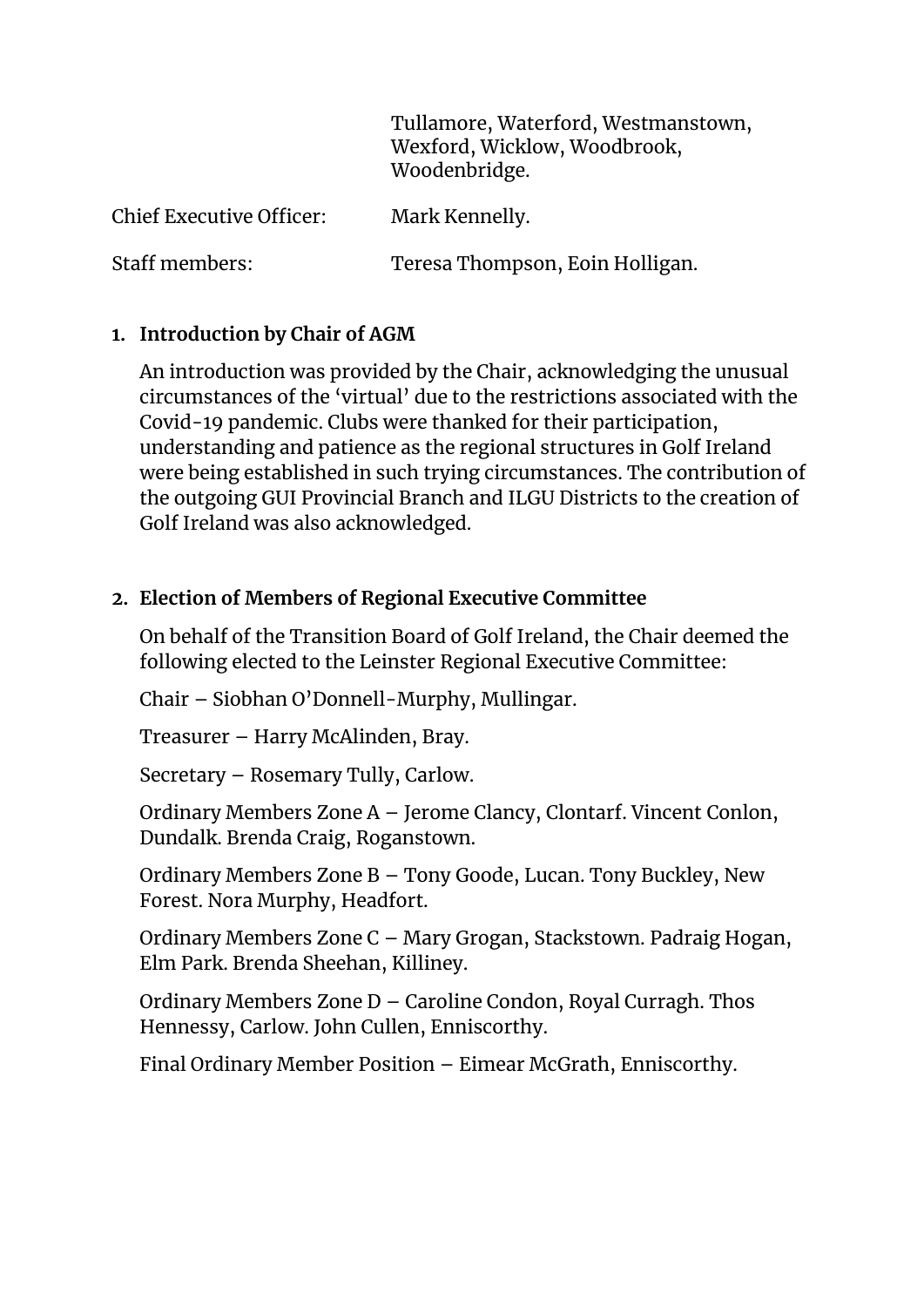| | |
|---|---|
| | Tullamore, Waterford, Westmanstown, Wexford, Wicklow, Woodbrook, Woodenbridge. |
| Chief Executive Officer: | Mark Kennelly. |
| Staff members: | Teresa Thompson, Eoin Holligan. |

1. **Introduction by Chair of AGM**

   An introduction was provided by the Chair, acknowledging the unusual circumstances of the 'virtual' due to the restrictions associated with the Covid-19 pandemic. Clubs were thanked for their participation, understanding and patience as the regional structures in Golf Ireland were being established in such trying circumstances. The contribution of the outgoing GUI Provincial Branch and ILGU Districts to the creation of Golf Ireland was also acknowledged.

2. **Election of Members of Regional Executive Committee**

   On behalf of the Transition Board of Golf Ireland, the Chair deemed the following elected to the Leinster Regional Executive Committee:

   Chair – Siobhan O'Donnell-Murphy, Mullingar.

   Treasurer – Harry McAlinden, Bray.

   Secretary – Rosemary Tully, Carlow.

   Ordinary Members Zone A – Jerome Clancy, Clontarf. Vincent Conlon, Dundalk. Brenda Craig, Roganstown.

   Ordinary Members Zone B – Tony Goode, Lucan. Tony Buckley, New Forest. Nora Murphy, Headfort.

   Ordinary Members Zone C – Mary Grogan, Stackstown. Padraig Hogan, Elm Park. Brenda Sheehan, Killiney.

   Ordinary Members Zone D – Caroline Condon, Royal Curragh. Thos Hennessy, Carlow. John Cullen, Enniscorthy.

   Final Ordinary Member Position – Eimear McGrath, Enniscorthy.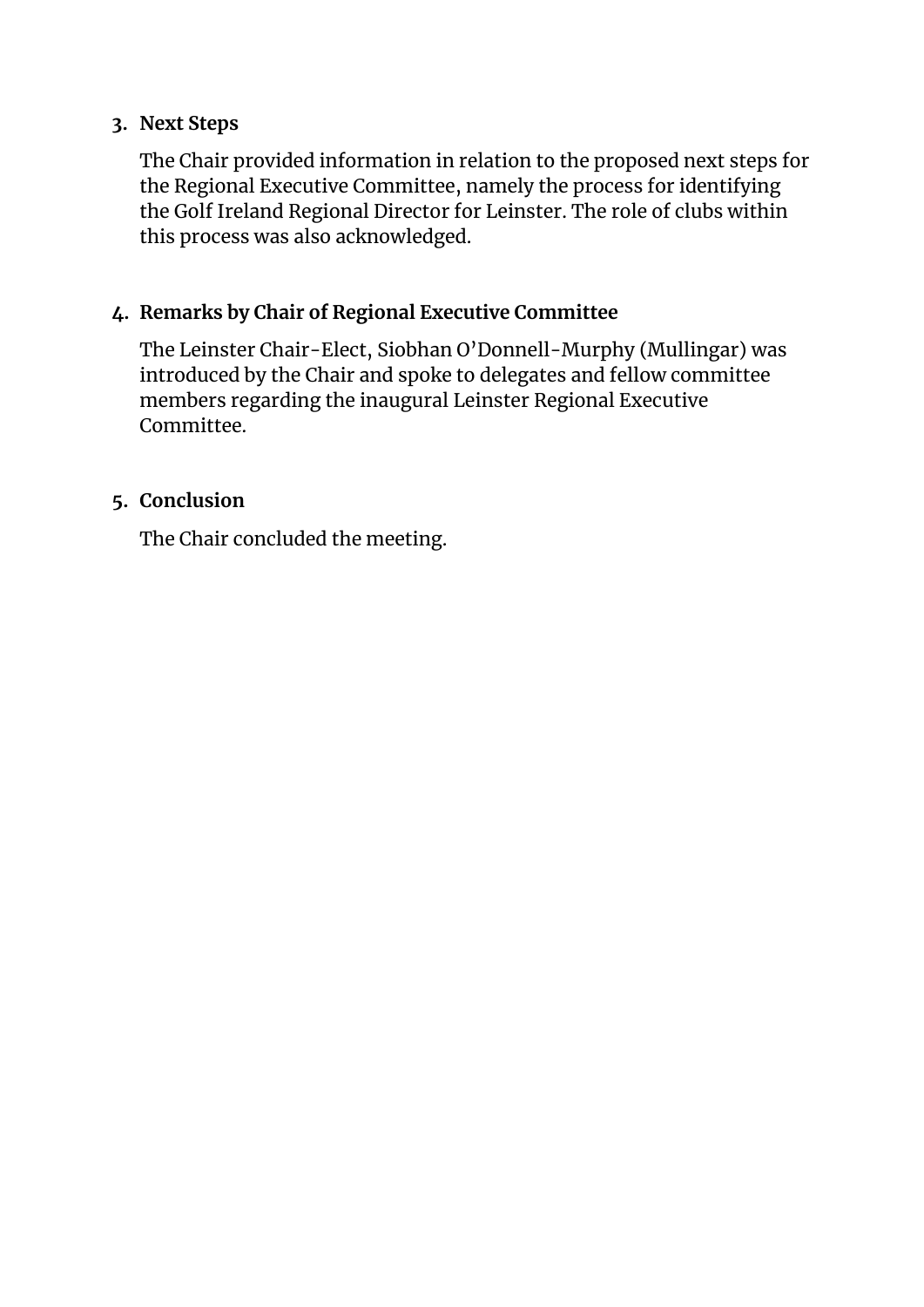3. **Next Steps**

   The Chair provided information in relation to the proposed next steps for the Regional Executive Committee, namely the process for identifying the Golf Ireland Regional Director for Leinster. The role of clubs within this process was also acknowledged.

4. **Remarks by Chair of Regional Executive Committee**

   The Leinster Chair-Elect, Siobhan O'Donnell-Murphy (Mullingar) was introduced by the Chair and spoke to delegates and fellow committee members regarding the inaugural Leinster Regional Executive Committee.

5. **Conclusion**

   The Chair concluded the meeting.